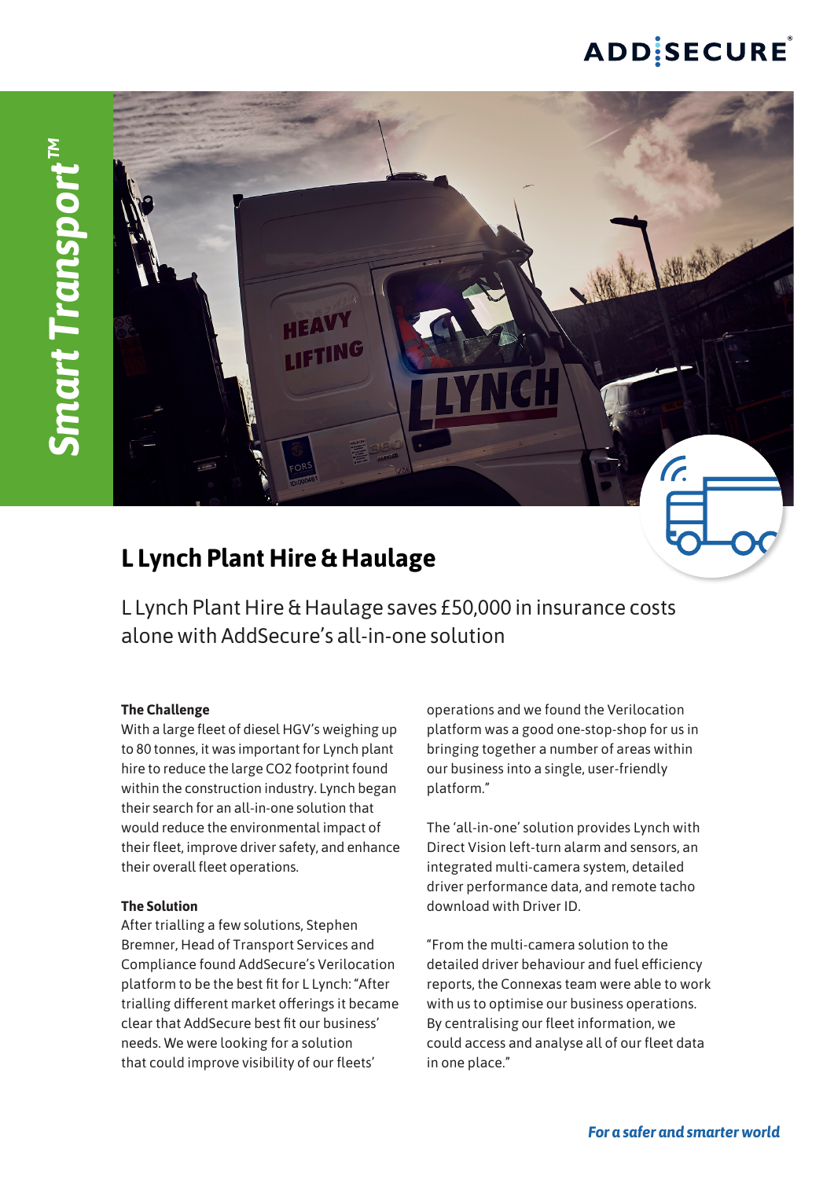# L Lynch Plant Hire & Haulage

L Lynch Plant Hire & Haulage saves £50,000 in insurance costs alone with AddSecure's all-in-one solution

**The Challenge**

With a large fleet of diesel HGV's weighing up to 80 tonnes, it was important for Lynch plant hire to reduce the large CO2 footprint found within the construction industry. Lynch began their search for an all-in-one solution that would reduce the environmental impact of their fleet, improve driver safety, and enhance their overall fleet operations.

**The Solution**

After trialling a few solutions, Stephen Bremner, Head of Transport Services and Compliance found AddSecure's Verilocation platform to be the best fit for L Lynch: "After trialling different market offerings it became clear that AddSecure best fit our business' needs. We were looking for a solution that could improve visibility of our fleets' operations and we found the Verilocation platform was a good one-stop-shop for us in bringing together a number of areas within our business into a single, user-friendly platform."

The 'all-in-one' solution provides Lynch with Direct Vision left-turn alarm and sensors, an integrated multi-camera system, detailed driver performance data, and remote tacho download with Driver ID.

"From the multi-camera solution to the detailed driver behaviour and fuel efficiency reports, the Connexas team were able to work with us to optimise our business operations. By centralising our fleet information, we could access and analyse all of our fleet data in one place."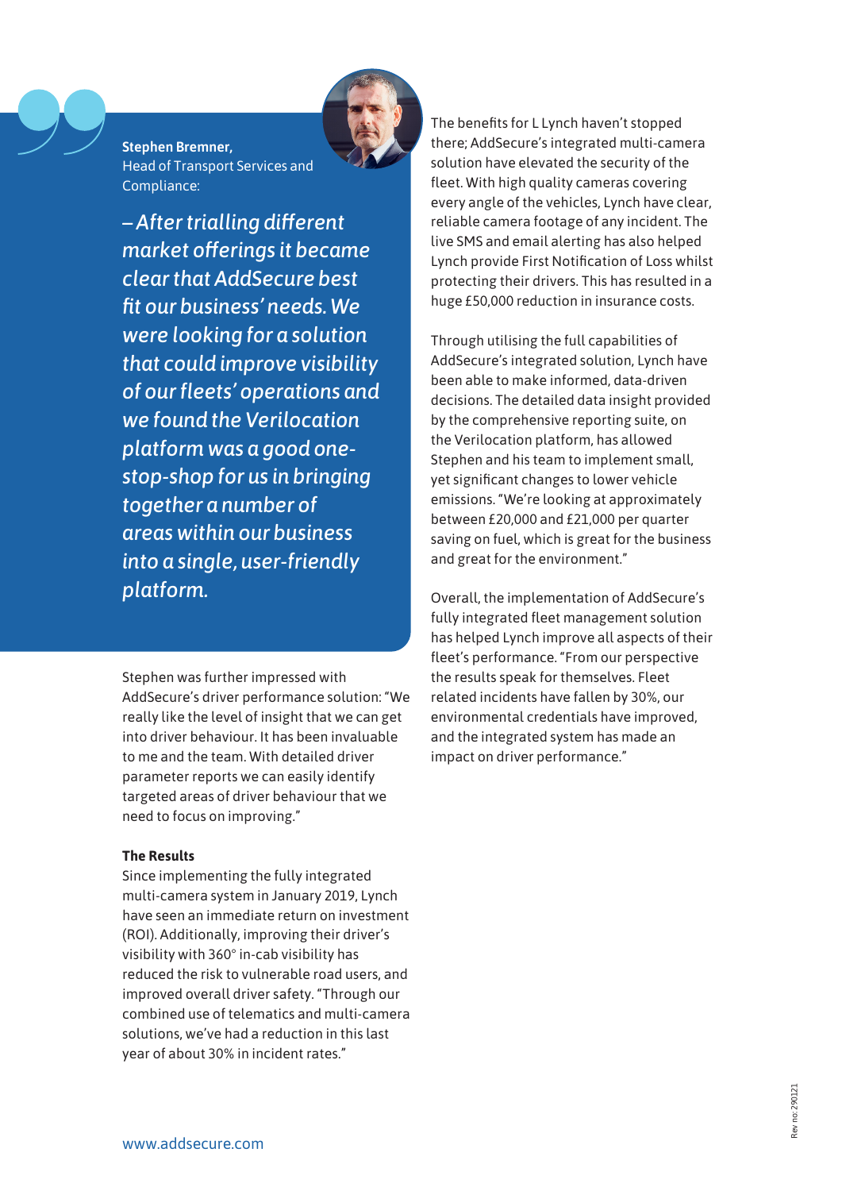**Stephen Bremner,**
Head of Transport Services and Compliance:

*– After trialling different market offerings it became clear that AddSecure best fit our business' needs. We were looking for a solution that could improve visibility of our fleets' operations and we found the Verilocation platform was a good one-stop-shop for us in bringing together a number of areas within our business into a single, user-friendly platform.*

Stephen was further impressed with AddSecure's driver performance solution: "We really like the level of insight that we can get into driver behaviour. It has been invaluable to me and the team. With detailed driver parameter reports we can easily identify targeted areas of driver behaviour that we need to focus on improving."

**The Results**

Since implementing the fully integrated multi-camera system in January 2019, Lynch have seen an immediate return on investment (ROI). Additionally, improving their driver's visibility with 360° in-cab visibility has reduced the risk to vulnerable road users, and improved overall driver safety. "Through our combined use of telematics and multi-camera solutions, we've had a reduction in this last year of about 30% in incident rates."

The benefits for L Lynch haven't stopped there; AddSecure's integrated multi-camera solution have elevated the security of the fleet. With high quality cameras covering every angle of the vehicles, Lynch have clear, reliable camera footage of any incident. The live SMS and email alerting has also helped Lynch provide First Notification of Loss whilst protecting their drivers. This has resulted in a huge £50,000 reduction in insurance costs.

Through utilising the full capabilities of AddSecure's integrated solution, Lynch have been able to make informed, data-driven decisions. The detailed data insight provided by the comprehensive reporting suite, on the Verilocation platform, has allowed Stephen and his team to implement small, yet significant changes to lower vehicle emissions. "We're looking at approximately between £20,000 and £21,000 per quarter saving on fuel, which is great for the business and great for the environment."

Overall, the implementation of AddSecure's fully integrated fleet management solution has helped Lynch improve all aspects of their fleet's performance. "From our perspective the results speak for themselves. Fleet related incidents have fallen by 30%, our environmental credentials have improved, and the integrated system has made an impact on driver performance."

www.addsecure.com

Rev no: 290121